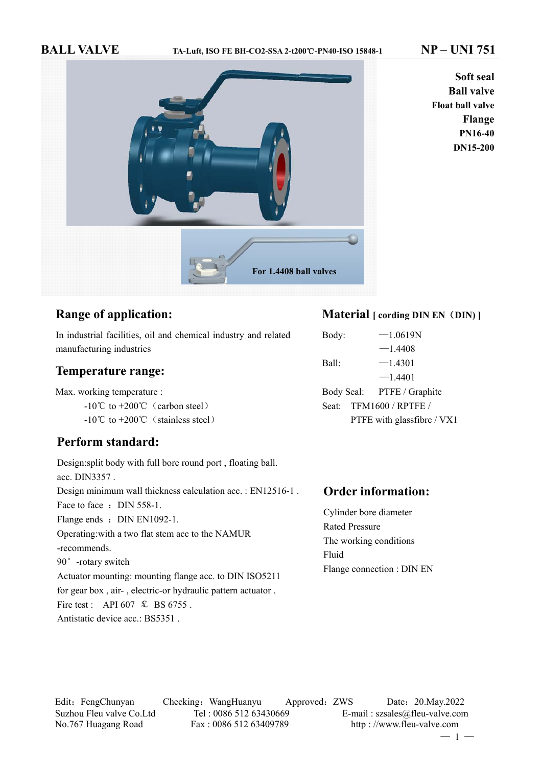# BALL VALVE

TA-Luft, ISO FE BH-CO2-SSA 2-t200℃-PN40-ISO 15848-1

**NP – UNI 751**

**Soft seal**
**Ball valve**
**Float ball valve**
**Flange**
**PN16-40**
**DN15-200**

For 1.4408 ball valves

## Range of application:

In industrial facilities, oil and chemical industry and related manufacturing industries

## Temperature range:

Max. working temperature :

-10℃ to +200℃（carbon steel）

-10℃ to +200℃（stainless steel）

## Perform standard:

Design:split body with full bore round port , floating ball.
acc. DIN3357 .
Design minimum wall thickness calculation acc. : EN12516-1 .
Face to face ： DIN 558-1.
Flange ends ： DIN EN1092-1.
Operating:with a two flat stem acc to the NAMUR -recommends.
90° -rotary switch
Actuator mounting: mounting flange acc. to DIN ISO5211 for gear box , air- , electric-or hydraulic pattern actuator .
Fire test : API 607 ＆ BS 6755 .
Antistatic device acc.: BS5351 .

## Material [ cording DIN EN（DIN）]

Body: —1.0619N
—1.4408
Ball: —1.4301
—1.4401
Body Seal: PTFE / Graphite
Seat: TFM1600 / RPTFE / PTFE with glassfibre / VX1

## Order information:

Cylinder bore diameter
Rated Pressure
The working conditions
Fluid
Flange connection : DIN EN

Edit：FengChunyan Checking：WangHuanyu Approved：ZWS Date：20.May.2022
Suzhou Fleu valve Co.Ltd Tel : 0086 512 63430669 E-mail : szsales@fleu-valve.com
No.767 Huagang Road Fax : 0086 512 63409789 http : //www.fleu-valve.com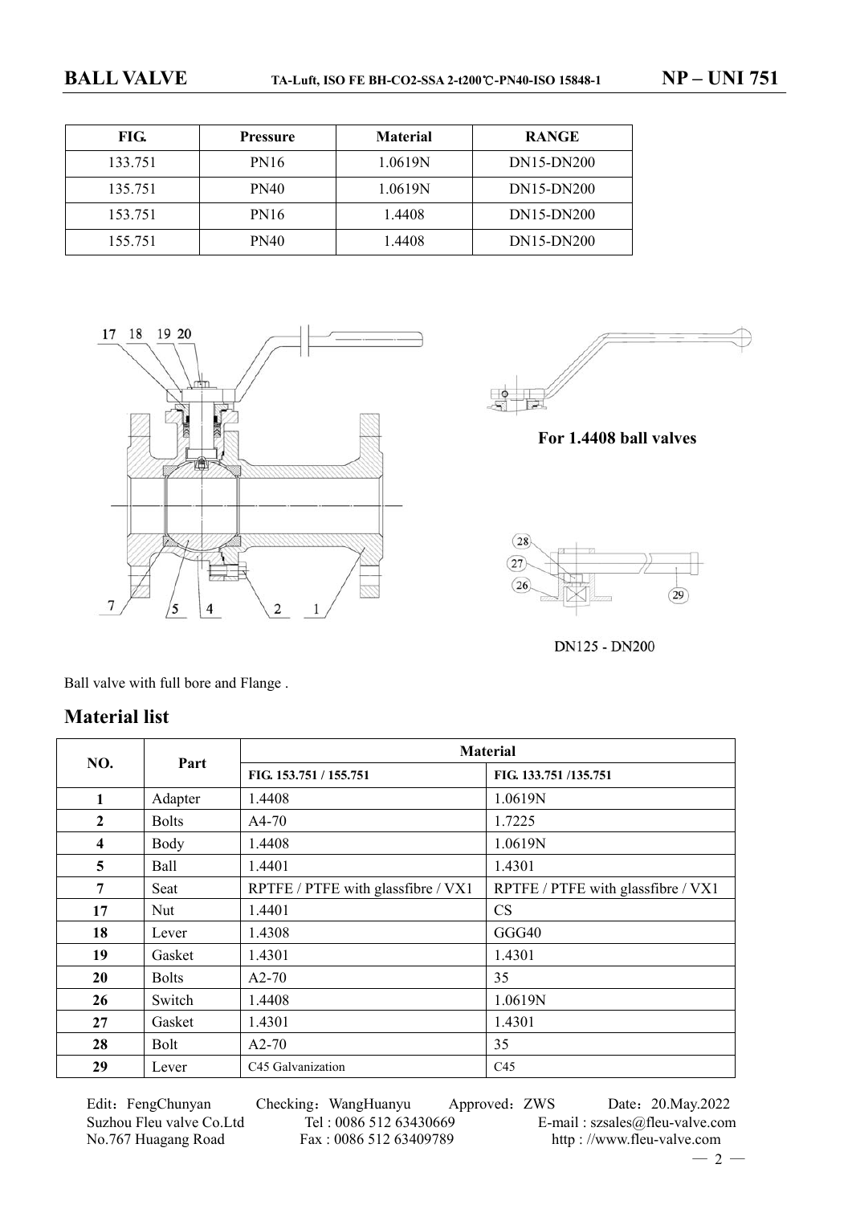| FIG. | Pressure | Material | RANGE |
|---|---|---|---|
| 133.751 | PN16 | 1.0619N | DN15-DN200 |
| 135.751 | PN40 | 1.0619N | DN15-DN200 |
| 153.751 | PN16 | 1.4408 | DN15-DN200 |
| 155.751 | PN40 | 1.4408 | DN15-DN200 |

For 1.4408 ball valves

DN125 - DN200

Ball valve with full bore and Flange .

## Material list

| NO. | Part | Material | |
|---|---|---|---|
| | | FIG. 153.751 / 155.751 | FIG. 133.751 /135.751 |
| **1** | Adapter | 1.4408 | 1.0619N |
| **2** | Bolts | A4-70 | 1.7225 |
| **4** | Body | 1.4408 | 1.0619N |
| **5** | Ball | 1.4401 | 1.4301 |
| **7** | Seat | RPTFE / PTFE with glassfibre / VX1 | RPTFE / PTFE with glassfibre / VX1 |
| **17** | Nut | 1.4401 | CS |
| **18** | Lever | 1.4308 | GGG40 |
| **19** | Gasket | 1.4301 | 1.4301 |
| **20** | Bolts | A2-70 | 35 |
| **26** | Switch | 1.4408 | 1.0619N |
| **27** | Gasket | 1.4301 | 1.4301 |
| **28** | Bolt | A2-70 | 35 |
| **29** | Lever | C45 Galvanization | C45 |

Edit：FengChunyan Checking：WangHuanyu Approved：ZWS Date：20.May.2022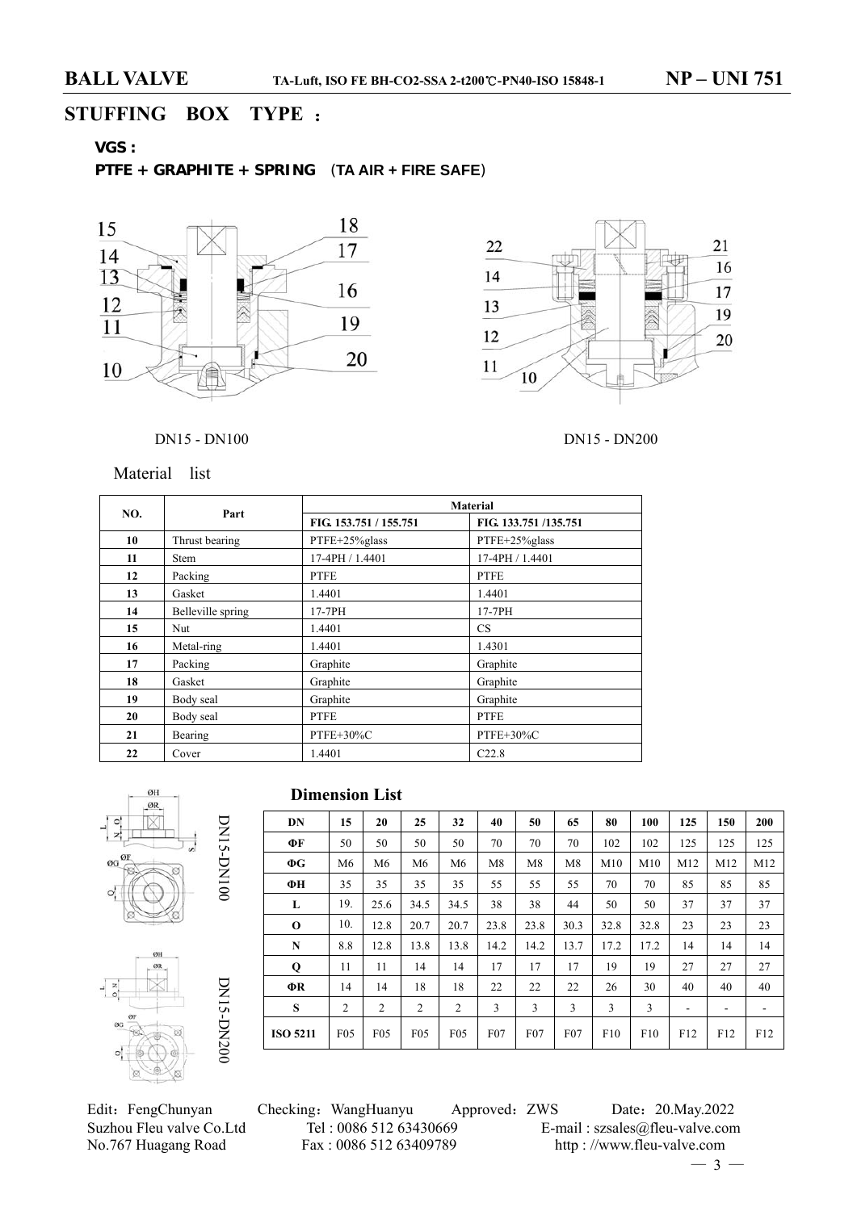# STUFFING BOX TYPE :

**VGS :**

**PTFE + GRAPHITE + SPRING (TA AIR + FIRE SAFE)**

DN15 - DN100

DN15 - DN200

Material list

| NO. | Part | Material | |
|---|---|---|---|
| | | FIG. 153.751 / 155.751 | FIG. 133.751 /135.751 |
| 10 | Thrust bearing | PTFE+25%glass | PTFE+25%glass |
| 11 | Stem | 17-4PH / 1.4401 | 17-4PH / 1.4401 |
| 12 | Packing | PTFE | PTFE |
| 13 | Gasket | 1.4401 | 1.4401 |
| 14 | Belleville spring | 17-7PH | 17-7PH |
| 15 | Nut | 1.4401 | CS |
| 16 | Metal-ring | 1.4401 | 1.4301 |
| 17 | Packing | Graphite | Graphite |
| 18 | Gasket | Graphite | Graphite |
| 19 | Body seal | Graphite | Graphite |
| 20 | Body seal | PTFE | PTFE |
| 21 | Bearing | PTFE+30%C | PTFE+30%C |
| 22 | Cover | 1.4401 | C22.8 |

DN15-DN100

DN15-DN200

## Dimension List

| DN | 15 | 20 | 25 | 32 | 40 | 50 | 65 | 80 | 100 | 125 | 150 | 200 |
|---|---|---|---|---|---|---|---|---|---|---|---|---|
| ΦF | 50 | 50 | 50 | 50 | 70 | 70 | 70 | 102 | 102 | 125 | 125 | 125 |
| ΦG | M6 | M6 | M6 | M6 | M8 | M8 | M8 | M10 | M10 | M12 | M12 | M12 |
| ΦH | 35 | 35 | 35 | 35 | 55 | 55 | 55 | 70 | 70 | 85 | 85 | 85 |
| L | 19. | 25.6 | 34.5 | 34.5 | 38 | 38 | 44 | 50 | 50 | 37 | 37 | 37 |
| O | 10. | 12.8 | 20.7 | 20.7 | 23.8 | 23.8 | 30.3 | 32.8 | 32.8 | 23 | 23 | 23 |
| N | 8.8 | 12.8 | 13.8 | 13.8 | 14.2 | 14.2 | 13.7 | 17.2 | 17.2 | 14 | 14 | 14 |
| Q | 11 | 11 | 14 | 14 | 17 | 17 | 17 | 19 | 19 | 27 | 27 | 27 |
| ΦR | 14 | 14 | 18 | 18 | 22 | 22 | 22 | 26 | 30 | 40 | 40 | 40 |
| S | 2 | 2 | 2 | 2 | 3 | 3 | 3 | 3 | 3 | - | - | - |
| ISO 5211 | F05 | F05 | F05 | F05 | F07 | F07 | F07 | F10 | F10 | F12 | F12 | F12 |

Edit：FengChunyan Checking：WangHuanyu Approved：ZWS Date：20.May.2022

Suzhou Fleu valve Co.Ltd Tel : 0086 512 63430669 E-mail : szsales@fleu-valve.com

No.767 Huagang Road Fax : 0086 512 63409789 http : //www.fleu-valve.com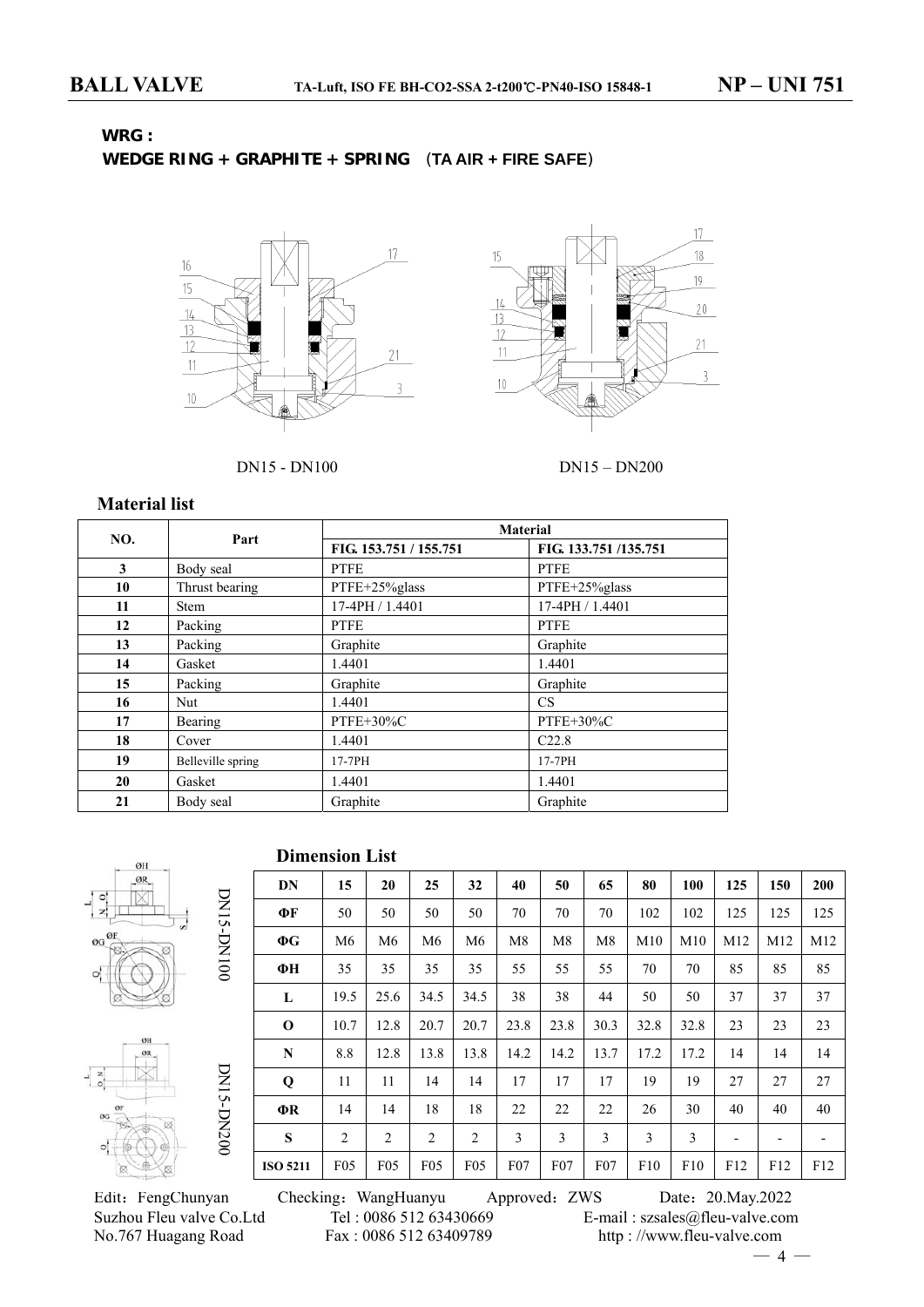**WRG :**

**WEDGE RING + GRAPHITE + SPRING （TA AIR + FIRE SAFE）**

DN15 - DN100　　　　　　　　DN15 – DN200

## Material list

| NO. | Part | Material | |
|---|---|---|---|
| | | FIG. 153.751 / 155.751 | FIG. 133.751 /135.751 |
| 3 | Body seal | PTFE | PTFE |
| 10 | Thrust bearing | PTFE+25%glass | PTFE+25%glass |
| 11 | Stem | 17-4PH / 1.4401 | 17-4PH / 1.4401 |
| 12 | Packing | PTFE | PTFE |
| 13 | Packing | Graphite | Graphite |
| 14 | Gasket | 1.4401 | 1.4401 |
| 15 | Packing | Graphite | Graphite |
| 16 | Nut | 1.4401 | CS |
| 17 | Bearing | PTFE+30%C | PTFE+30%C |
| 18 | Cover | 1.4401 | C22.8 |
| 19 | Belleville spring | 17-7PH | 17-7PH |
| 20 | Gasket | 1.4401 | 1.4401 |
| 21 | Body seal | Graphite | Graphite |

## Dimension List

DN15-DN100

DN15-DN200

| DN | 15 | 20 | 25 | 32 | 40 | 50 | 65 | 80 | 100 | 125 | 150 | 200 |
|---|---|---|---|---|---|---|---|---|---|---|---|---|
| ΦF | 50 | 50 | 50 | 50 | 70 | 70 | 70 | 102 | 102 | 125 | 125 | 125 |
| ΦG | M6 | M6 | M6 | M6 | M8 | M8 | M8 | M10 | M10 | M12 | M12 | M12 |
| ΦH | 35 | 35 | 35 | 35 | 55 | 55 | 55 | 70 | 70 | 85 | 85 | 85 |
| L | 19.5 | 25.6 | 34.5 | 34.5 | 38 | 38 | 44 | 50 | 50 | 37 | 37 | 37 |
| O | 10.7 | 12.8 | 20.7 | 20.7 | 23.8 | 23.8 | 30.3 | 32.8 | 32.8 | 23 | 23 | 23 |
| N | 8.8 | 12.8 | 13.8 | 13.8 | 14.2 | 14.2 | 13.7 | 17.2 | 17.2 | 14 | 14 | 14 |
| Q | 11 | 11 | 14 | 14 | 17 | 17 | 17 | 19 | 19 | 27 | 27 | 27 |
| ΦR | 14 | 14 | 18 | 18 | 22 | 22 | 22 | 26 | 30 | 40 | 40 | 40 |
| S | 2 | 2 | 2 | 2 | 3 | 3 | 3 | 3 | 3 | - | - | - |
| ISO 5211 | F05 | F05 | F05 | F05 | F07 | F07 | F07 | F10 | F10 | F12 | F12 | F12 |

Edit：FengChunyan　　Checking：WangHuanyu　　Approved：ZWS　　Date：20.May.2022

Suzhou Fleu valve Co.Ltd　　Tel : 0086 512 63430669　　E-mail : szsales@fleu-valve.com

No.767 Huagang Road　　Fax : 0086 512 63409789　　http : //www.fleu-valve.com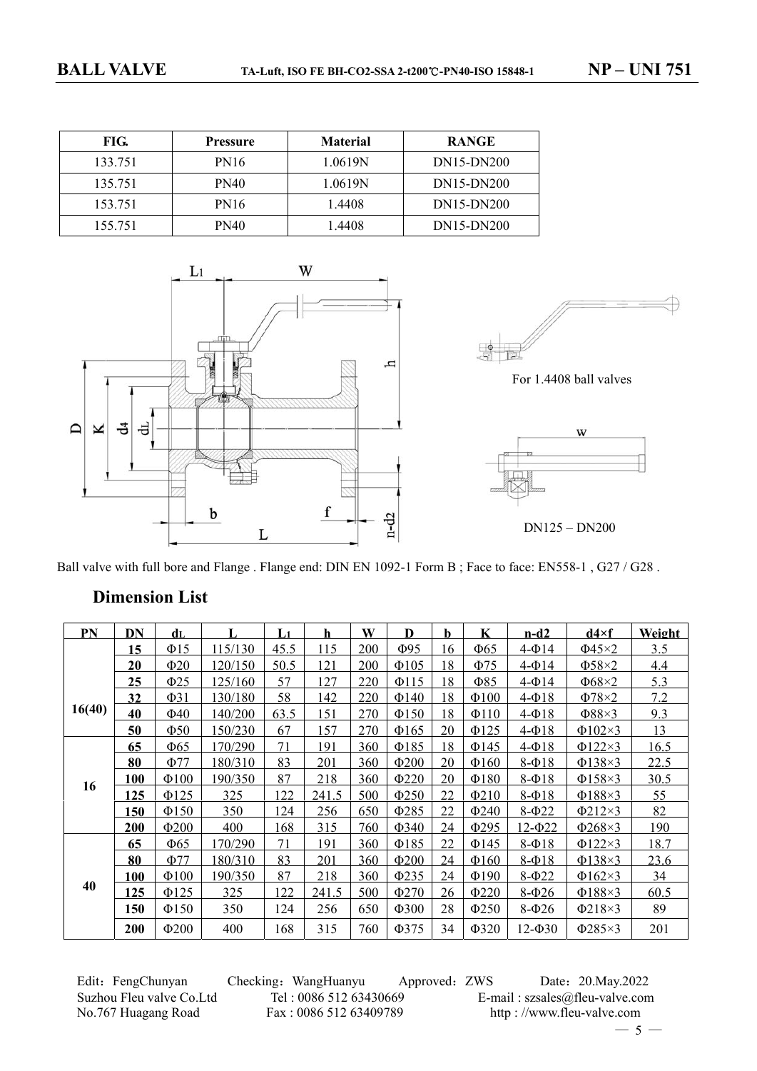# BALL VALVE

TA-Luft, ISO FE BH-CO2-SSA 2-t200℃-PN40-ISO 15848-1

**NP – UNI 751**

| FIG. | Pressure | Material | RANGE |
|---|---|---|---|
| 133.751 | PN16 | 1.0619N | DN15-DN200 |
| 135.751 | PN40 | 1.0619N | DN15-DN200 |
| 153.751 | PN16 | 1.4408 | DN15-DN200 |
| 155.751 | PN40 | 1.4408 | DN15-DN200 |

For 1.4408 ball valves

DN125 – DN200

Ball valve with full bore and Flange . Flange end: DIN EN 1092-1 Form B ; Face to face: EN558-1 , G27 / G28 .

## Dimension List

| PN | DN | $d_L$ | L | $L_1$ | h | W | D | b | K | n-d2 | d4×f | Weight |
|---|---|---|---|---|---|---|---|---|---|---|---|---|
| 16(40) | 15 | Φ15 | 115/130 | 45.5 | 115 | 200 | Φ95 | 16 | Φ65 | 4-Φ14 | Φ45×2 | 3.5 |
| | 20 | Φ20 | 120/150 | 50.5 | 121 | 200 | Φ105 | 18 | Φ75 | 4-Φ14 | Φ58×2 | 4.4 |
| | 25 | Φ25 | 125/160 | 57 | 127 | 220 | Φ115 | 18 | Φ85 | 4-Φ14 | Φ68×2 | 5.3 |
| | 32 | Φ31 | 130/180 | 58 | 142 | 220 | Φ140 | 18 | Φ100 | 4-Φ18 | Φ78×2 | 7.2 |
| | 40 | Φ40 | 140/200 | 63.5 | 151 | 270 | Φ150 | 18 | Φ110 | 4-Φ18 | Φ88×3 | 9.3 |
| | 50 | Φ50 | 150/230 | 67 | 157 | 270 | Φ165 | 20 | Φ125 | 4-Φ18 | Φ102×3 | 13 |
| 16 | 65 | Φ65 | 170/290 | 71 | 191 | 360 | Φ185 | 18 | Φ145 | 4-Φ18 | Φ122×3 | 16.5 |
| | 80 | Φ77 | 180/310 | 83 | 201 | 360 | Φ200 | 20 | Φ160 | 8-Φ18 | Φ138×3 | 22.5 |
| | 100 | Φ100 | 190/350 | 87 | 218 | 360 | Φ220 | 20 | Φ180 | 8-Φ18 | Φ158×3 | 30.5 |
| | 125 | Φ125 | 325 | 122 | 241.5 | 500 | Φ250 | 22 | Φ210 | 8-Φ18 | Φ188×3 | 55 |
| | 150 | Φ150 | 350 | 124 | 256 | 650 | Φ285 | 22 | Φ240 | 8-Φ22 | Φ212×3 | 82 |
| | 200 | Φ200 | 400 | 168 | 315 | 760 | Φ340 | 24 | Φ295 | 12-Φ22 | Φ268×3 | 190 |
| 40 | 65 | Φ65 | 170/290 | 71 | 191 | 360 | Φ185 | 22 | Φ145 | 8-Φ18 | Φ122×3 | 18.7 |
| | 80 | Φ77 | 180/310 | 83 | 201 | 360 | Φ200 | 24 | Φ160 | 8-Φ18 | Φ138×3 | 23.6 |
| | 100 | Φ100 | 190/350 | 87 | 218 | 360 | Φ235 | 24 | Φ190 | 8-Φ22 | Φ162×3 | 34 |
| | 125 | Φ125 | 325 | 122 | 241.5 | 500 | Φ270 | 26 | Φ220 | 8-Φ26 | Φ188×3 | 60.5 |
| | 150 | Φ150 | 350 | 124 | 256 | 650 | Φ300 | 28 | Φ250 | 8-Φ26 | Φ218×3 | 89 |
| | 200 | Φ200 | 400 | 168 | 315 | 760 | Φ375 | 34 | Φ320 | 12-Φ30 | Φ285×3 | 201 |

Edit：FengChunyan　Checking：WangHuanyu　Approved：ZWS　Date：20.May.2022

Suzhou Fleu valve Co.Ltd　Tel : 0086 512 63430669　E-mail : szsales@fleu-valve.com

No.767 Huagang Road　Fax : 0086 512 63409789　http : //www.fleu-valve.com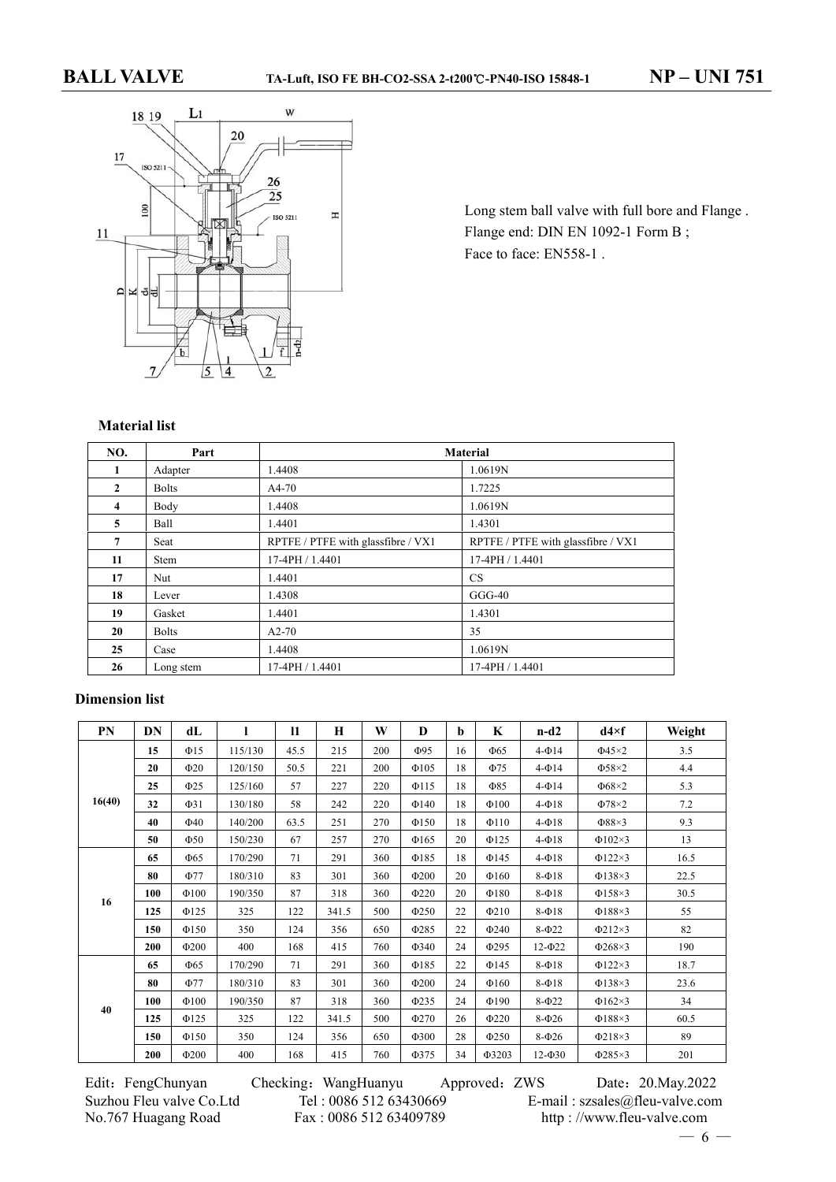# BALL VALVE

TA-Luft, ISO FE BH-CO2-SSA 2-t200℃-PN40-ISO 15848-1

**NP – UNI 751**

Long stem ball valve with full bore and Flange .
Flange end: DIN EN 1092-1 Form B ;
Face to face: EN558-1 .

### Material list

| NO. | Part | Material | |
|---|---|---|---|
| 1 | Adapter | 1.4408 | 1.0619N |
| 2 | Bolts | A4-70 | 1.7225 |
| 4 | Body | 1.4408 | 1.0619N |
| 5 | Ball | 1.4401 | 1.4301 |
| 7 | Seat | RPTFE / PTFE with glassfibre / VX1 | RPTFE / PTFE with glassfibre / VX1 |
| 11 | Stem | 17-4PH / 1.4401 | 17-4PH / 1.4401 |
| 17 | Nut | 1.4401 | CS |
| 18 | Lever | 1.4308 | GGG-40 |
| 19 | Gasket | 1.4401 | 1.4301 |
| 20 | Bolts | A2-70 | 35 |
| 25 | Case | 1.4408 | 1.0619N |
| 26 | Long stem | 17-4PH / 1.4401 | 17-4PH / 1.4401 |

### Dimension list

| PN | DN | dL | l | l1 | H | W | D | b | K | n-d2 | d4×f | Weight |
|---|---|---|---|---|---|---|---|---|---|---|---|---|
| 16(40) | 15 | Φ15 | 115/130 | 45.5 | 215 | 200 | Φ95 | 16 | Φ65 | 4-Φ14 | Φ45×2 | 3.5 |
| | 20 | Φ20 | 120/150 | 50.5 | 221 | 200 | Φ105 | 18 | Φ75 | 4-Φ14 | Φ58×2 | 4.4 |
| | 25 | Φ25 | 125/160 | 57 | 227 | 220 | Φ115 | 18 | Φ85 | 4-Φ14 | Φ68×2 | 5.3 |
| | 32 | Φ31 | 130/180 | 58 | 242 | 220 | Φ140 | 18 | Φ100 | 4-Φ18 | Φ78×2 | 7.2 |
| | 40 | Φ40 | 140/200 | 63.5 | 251 | 270 | Φ150 | 18 | Φ110 | 4-Φ18 | Φ88×3 | 9.3 |
| | 50 | Φ50 | 150/230 | 67 | 257 | 270 | Φ165 | 20 | Φ125 | 4-Φ18 | Φ102×3 | 13 |
| 16 | 65 | Φ65 | 170/290 | 71 | 291 | 360 | Φ185 | 18 | Φ145 | 4-Φ18 | Φ122×3 | 16.5 |
| | 80 | Φ77 | 180/310 | 83 | 301 | 360 | Φ200 | 20 | Φ160 | 8-Φ18 | Φ138×3 | 22.5 |
| | 100 | Φ100 | 190/350 | 87 | 318 | 360 | Φ220 | 20 | Φ180 | 8-Φ18 | Φ158×3 | 30.5 |
| | 125 | Φ125 | 325 | 122 | 341.5 | 500 | Φ250 | 22 | Φ210 | 8-Φ18 | Φ188×3 | 55 |
| | 150 | Φ150 | 350 | 124 | 356 | 650 | Φ285 | 22 | Φ240 | 8-Φ22 | Φ212×3 | 82 |
| | 200 | Φ200 | 400 | 168 | 415 | 760 | Φ340 | 24 | Φ295 | 12-Φ22 | Φ268×3 | 190 |
| 40 | 65 | Φ65 | 170/290 | 71 | 291 | 360 | Φ185 | 22 | Φ145 | 8-Φ18 | Φ122×3 | 18.7 |
| | 80 | Φ77 | 180/310 | 83 | 301 | 360 | Φ200 | 24 | Φ160 | 8-Φ18 | Φ138×3 | 23.6 |
| | 100 | Φ100 | 190/350 | 87 | 318 | 360 | Φ235 | 24 | Φ190 | 8-Φ22 | Φ162×3 | 34 |
| | 125 | Φ125 | 325 | 122 | 341.5 | 500 | Φ270 | 26 | Φ220 | 8-Φ26 | Φ188×3 | 60.5 |
| | 150 | Φ150 | 350 | 124 | 356 | 650 | Φ300 | 28 | Φ250 | 8-Φ26 | Φ218×3 | 89 |
| | 200 | Φ200 | 400 | 168 | 415 | 760 | Φ375 | 34 | Φ3203 | 12-Φ30 | Φ285×3 | 201 |

Edit：FengChunyan　　Checking：WangHuanyu　　Approved：ZWS　　Date：20.May.2022

Suzhou Fleu valve Co.Ltd　　Tel : 0086 512 63430669　　E-mail : szsales@fleu-valve.com

No.767 Huagang Road　　Fax : 0086 512 63409789　　http : //www.fleu-valve.com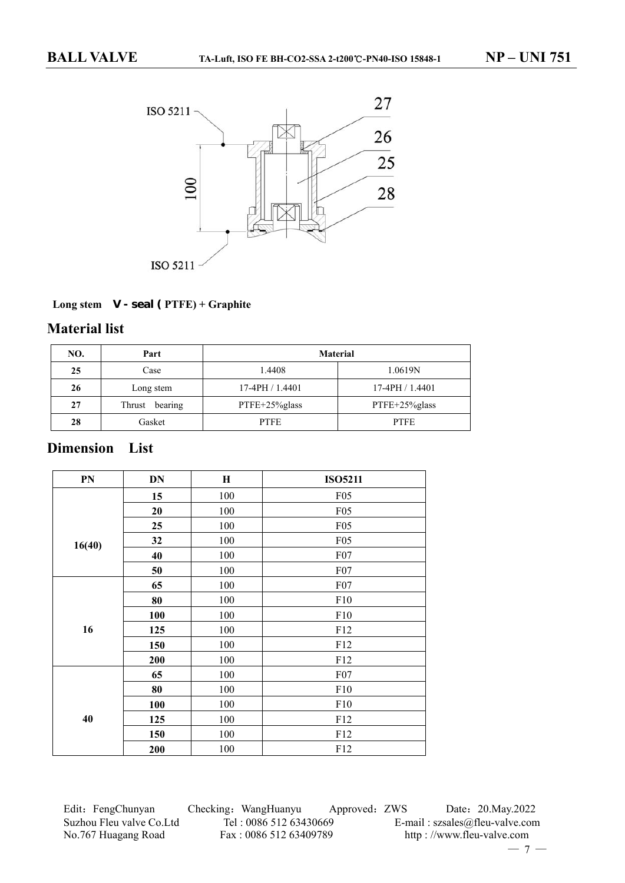Long stem **V - seal (PTFE) + Graphite**

## Material list

| NO. | Part | Material | |
|---|---|---|---|
| 25 | Case | 1.4408 | 1.0619N |
| 26 | Long stem | 17-4PH / 1.4401 | 17-4PH / 1.4401 |
| 27 | Thrust bearing | PTFE+25%glass | PTFE+25%glass |
| 28 | Gasket | PTFE | PTFE |

## Dimension List

| PN | DN | H | ISO5211 |
|---|---|---|---|
| 16(40) | 15 | 100 | F05 |
| | 20 | 100 | F05 |
| | 25 | 100 | F05 |
| | 32 | 100 | F05 |
| | 40 | 100 | F07 |
| | 50 | 100 | F07 |
| 16 | 65 | 100 | F07 |
| | 80 | 100 | F10 |
| | 100 | 100 | F10 |
| | 125 | 100 | F12 |
| | 150 | 100 | F12 |
| | 200 | 100 | F12 |
| 40 | 65 | 100 | F07 |
| | 80 | 100 | F10 |
| | 100 | 100 | F10 |
| | 125 | 100 | F12 |
| | 150 | 100 | F12 |
| | 200 | 100 | F12 |

Edit：FengChunyan Checking：WangHuanyu Approved：ZWS Date：20.May.2022

Suzhou Fleu valve Co.Ltd Tel : 0086 512 63430669 E-mail : szsales@fleu-valve.com

No.767 Huagang Road Fax : 0086 512 63409789 http : //www.fleu-valve.com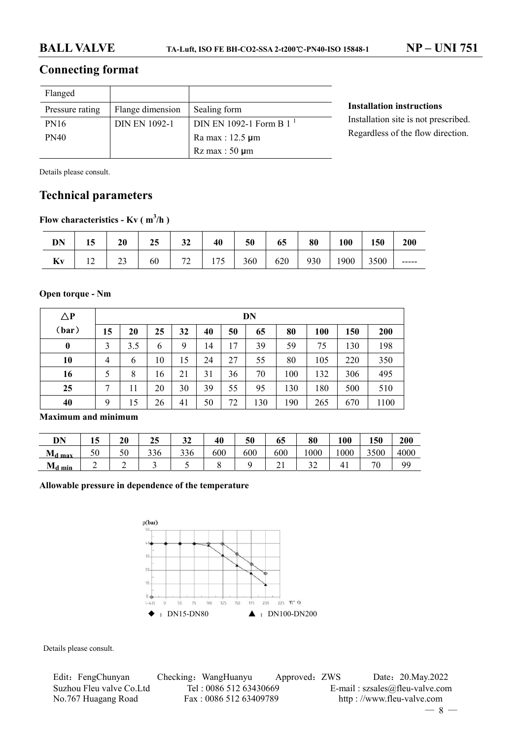## Connecting format

| Flanged | | |
|---|---|---|
| Pressure rating | Flange dimension | Sealing form |
| PN16<br>PN40 | DIN EN 1092-1 | DIN EN 1092-1 Form B 1 [1]<br>Ra max : 12.5 μm<br>Rz max : 50 μm |

**Installation instructions**

Installation site is not prescribed.

Regardless of the flow direction.

Details please consult.

## Technical parameters

### Flow characteristics - Kv ( $m^3/h$ )

| DN | 15 | 20 | 25 | 32 | 40 | 50 | 65 | 80 | 100 | 150 | 200 |
|---|---|---|---|---|---|---|---|---|---|---|---|
| Kv | 12 | 23 | 60 | 72 | 175 | 360 | 620 | 930 | 1900 | 3500 | ----- |

### Open torque - Nm

| △P (bar) | DN | | | | | | | | | | |
|---|---|---|---|---|---|---|---|---|---|---|---|
| | 15 | 20 | 25 | 32 | 40 | 50 | 65 | 80 | 100 | 150 | 200 |
| 0 | 3 | 3.5 | 6 | 9 | 14 | 17 | 39 | 59 | 75 | 130 | 198 |
| 10 | 4 | 6 | 10 | 15 | 24 | 27 | 55 | 80 | 105 | 220 | 350 |
| 16 | 5 | 8 | 16 | 21 | 31 | 36 | 70 | 100 | 132 | 306 | 495 |
| 25 | 7 | 11 | 20 | 30 | 39 | 55 | 95 | 130 | 180 | 500 | 510 |
| 40 | 9 | 15 | 26 | 41 | 50 | 72 | 130 | 190 | 265 | 670 | 1100 |

### Maximum and minimum

| DN | 15 | 20 | 25 | 32 | 40 | 50 | 65 | 80 | 100 | 150 | 200 |
|---|---|---|---|---|---|---|---|---|---|---|---|
| $M_{d\ max}$ | 50 | 50 | 336 | 336 | 600 | 600 | 600 | 1000 | 1000 | 3500 | 4000 |
| $M_{d\ min}$ | 2 | 2 | 3 | 5 | 8 | 9 | 21 | 32 | 41 | 70 | 99 |

### Allowable pressure in dependence of the temperature

p(bar)

50

40

30

20

10

0

(-40) 0 50 75 100 125 150 175 200 225 T(° C)

◆ ：DN15-DN80 ▲ ：DN100-DN200

Details please consult.

Edit：FengChunyan Checking：WangHuanyu Approved：ZWS Date：20.May.2022

Suzhou Fleu valve Co.Ltd Tel : 0086 512 63430669 E-mail : szsales@fleu-valve.com

No.767 Huagang Road Fax : 0086 512 63409789 http : //www.fleu-valve.com